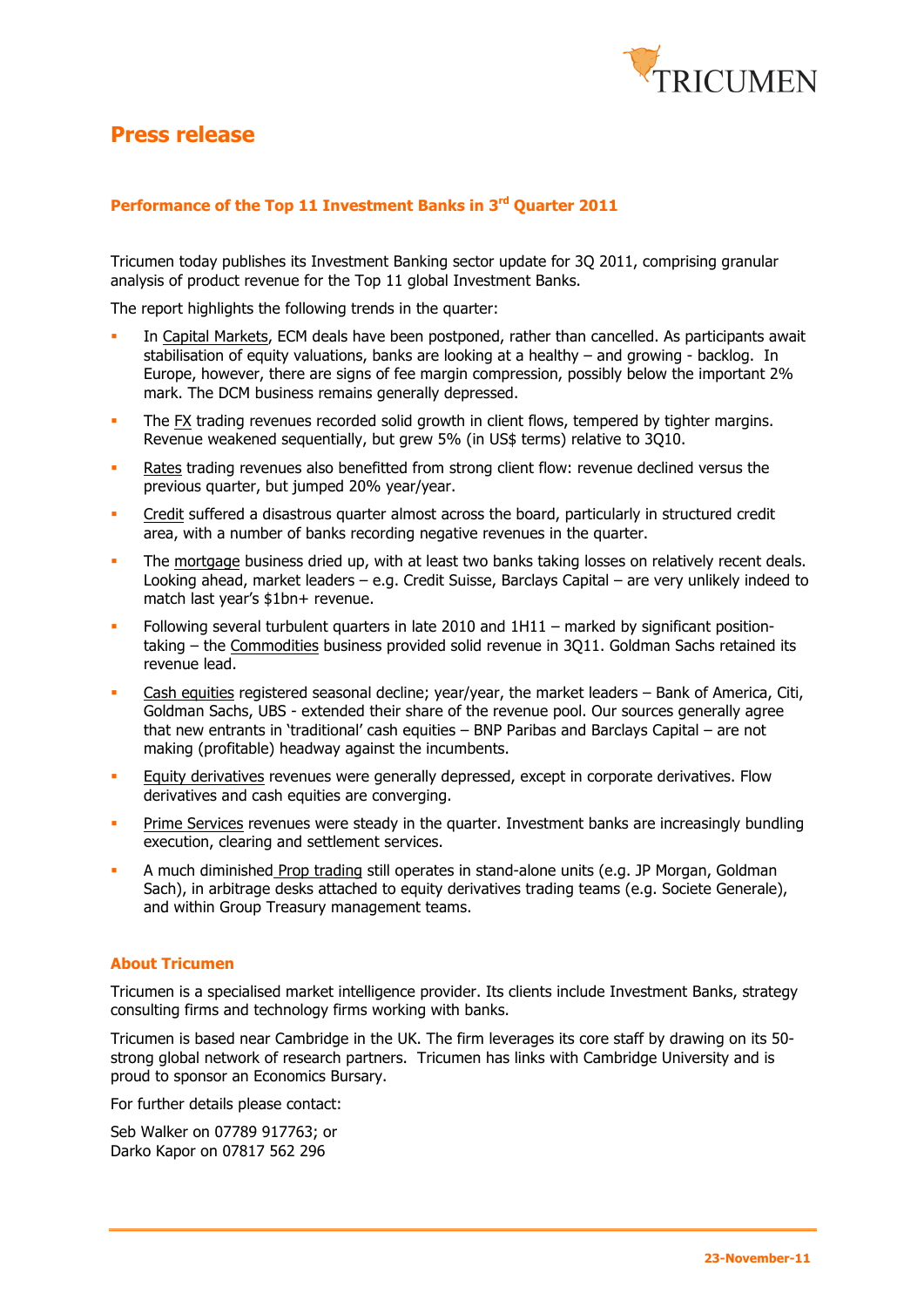# Press release

## Performance of the Top 11 Investment Banks in 3rd Quarter 2011

Tricumen today publishes its Investment Banking sector update for 3Q 2011, comprising granular analysis of product revenue for the Top 11 global Investment Banks.

The report highlights the following trends in the quarter:

- In Capital Markets, ECM deals have been postponed, rather than cancelled. As participants await stabilisation of equity valuations, banks are looking at a healthy – and growing - backlog. In Europe, however, there are signs of fee margin compression, possibly below the important 2% mark. The DCM business remains generally depressed.
- The FX trading revenues recorded solid growth in client flows, tempered by tighter margins. Revenue weakened sequentially, but grew 5% (in US$ terms) relative to 3Q10.
- Rates trading revenues also benefitted from strong client flow: revenue declined versus the previous quarter, but jumped 20% year/year.
- Credit suffered a disastrous quarter almost across the board, particularly in structured credit area, with a number of banks recording negative revenues in the quarter.
- The mortgage business dried up, with at least two banks taking losses on relatively recent deals. Looking ahead, market leaders – e.g. Credit Suisse, Barclays Capital – are very unlikely indeed to match last year's $1bn+ revenue.
- Following several turbulent quarters in late 2010 and 1H11 – marked by significant position-taking – the Commodities business provided solid revenue in 3Q11. Goldman Sachs retained its revenue lead.
- Cash equities registered seasonal decline; year/year, the market leaders – Bank of America, Citi, Goldman Sachs, UBS - extended their share of the revenue pool. Our sources generally agree that new entrants in 'traditional' cash equities – BNP Paribas and Barclays Capital – are not making (profitable) headway against the incumbents.
- Equity derivatives revenues were generally depressed, except in corporate derivatives. Flow derivatives and cash equities are converging.
- Prime Services revenues were steady in the quarter. Investment banks are increasingly bundling execution, clearing and settlement services.
- A much diminished Prop trading still operates in stand-alone units (e.g. JP Morgan, Goldman Sach), in arbitrage desks attached to equity derivatives trading teams (e.g. Societe Generale), and within Group Treasury management teams.

## About Tricumen

Tricumen is a specialised market intelligence provider. Its clients include Investment Banks, strategy consulting firms and technology firms working with banks.

Tricumen is based near Cambridge in the UK. The firm leverages its core staff by drawing on its 50-strong global network of research partners. Tricumen has links with Cambridge University and is proud to sponsor an Economics Bursary.

For further details please contact:

Seb Walker on 07789 917763; or
Darko Kapor on 07817 562 296

23-November-11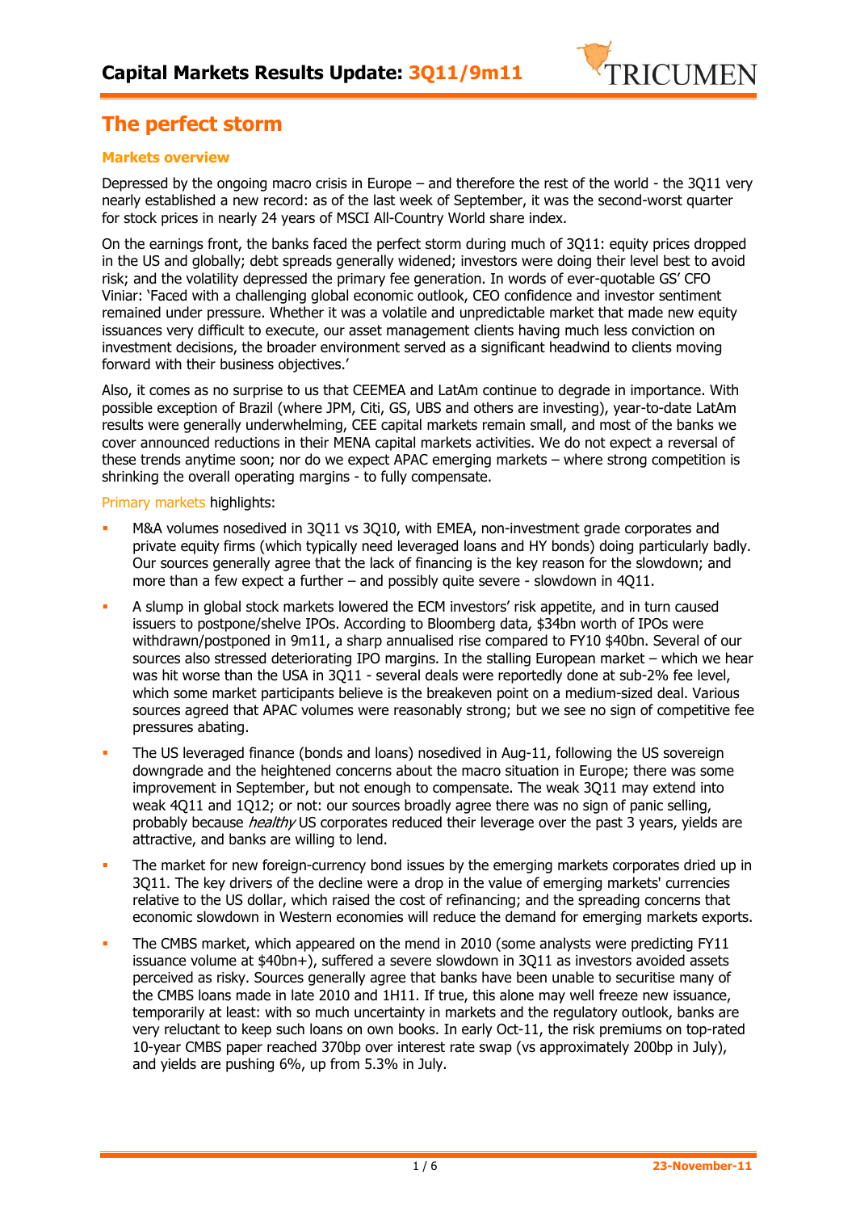# Capital Markets Results Update: 3Q11/9m11

## The perfect storm

### Markets overview

Depressed by the ongoing macro crisis in Europe – and therefore the rest of the world - the 3Q11 very nearly established a new record: as of the last week of September, it was the second-worst quarter for stock prices in nearly 24 years of MSCI All-Country World share index.

On the earnings front, the banks faced the perfect storm during much of 3Q11: equity prices dropped in the US and globally; debt spreads generally widened; investors were doing their level best to avoid risk; and the volatility depressed the primary fee generation. In words of ever-quotable GS' CFO Viniar: 'Faced with a challenging global economic outlook, CEO confidence and investor sentiment remained under pressure. Whether it was a volatile and unpredictable market that made new equity issuances very difficult to execute, our asset management clients having much less conviction on investment decisions, the broader environment served as a significant headwind to clients moving forward with their business objectives.'

Also, it comes as no surprise to us that CEEMEA and LatAm continue to degrade in importance. With possible exception of Brazil (where JPM, Citi, GS, UBS and others are investing), year-to-date LatAm results were generally underwhelming, CEE capital markets remain small, and most of the banks we cover announced reductions in their MENA capital markets activities. We do not expect a reversal of these trends anytime soon; nor do we expect APAC emerging markets – where strong competition is shrinking the overall operating margins - to fully compensate.

Primary markets highlights:

- M&A volumes nosedived in 3Q11 vs 3Q10, with EMEA, non-investment grade corporates and private equity firms (which typically need leveraged loans and HY bonds) doing particularly badly. Our sources generally agree that the lack of financing is the key reason for the slowdown; and more than a few expect a further – and possibly quite severe - slowdown in 4Q11.
- A slump in global stock markets lowered the ECM investors' risk appetite, and in turn caused issuers to postpone/shelve IPOs. According to Bloomberg data, $34bn worth of IPOs were withdrawn/postponed in 9m11, a sharp annualised rise compared to FY10 $40bn. Several of our sources also stressed deteriorating IPO margins. In the stalling European market – which we hear was hit worse than the USA in 3Q11 - several deals were reportedly done at sub-2% fee level, which some market participants believe is the breakeven point on a medium-sized deal. Various sources agreed that APAC volumes were reasonably strong; but we see no sign of competitive fee pressures abating.
- The US leveraged finance (bonds and loans) nosedived in Aug-11, following the US sovereign downgrade and the heightened concerns about the macro situation in Europe; there was some improvement in September, but not enough to compensate. The weak 3Q11 may extend into weak 4Q11 and 1Q12; or not: our sources broadly agree there was no sign of panic selling, probably because *healthy* US corporates reduced their leverage over the past 3 years, yields are attractive, and banks are willing to lend.
- The market for new foreign-currency bond issues by the emerging markets corporates dried up in 3Q11. The key drivers of the decline were a drop in the value of emerging markets' currencies relative to the US dollar, which raised the cost of refinancing; and the spreading concerns that economic slowdown in Western economies will reduce the demand for emerging markets exports.
- The CMBS market, which appeared on the mend in 2010 (some analysts were predicting FY11 issuance volume at $40bn+), suffered a severe slowdown in 3Q11 as investors avoided assets perceived as risky. Sources generally agree that banks have been unable to securitise many of the CMBS loans made in late 2010 and 1H11. If true, this alone may well freeze new issuance, temporarily at least: with so much uncertainty in markets and the regulatory outlook, banks are very reluctant to keep such loans on own books. In early Oct-11, the risk premiums on top-rated 10-year CMBS paper reached 370bp over interest rate swap (vs approximately 200bp in July), and yields are pushing 6%, up from 5.3% in July.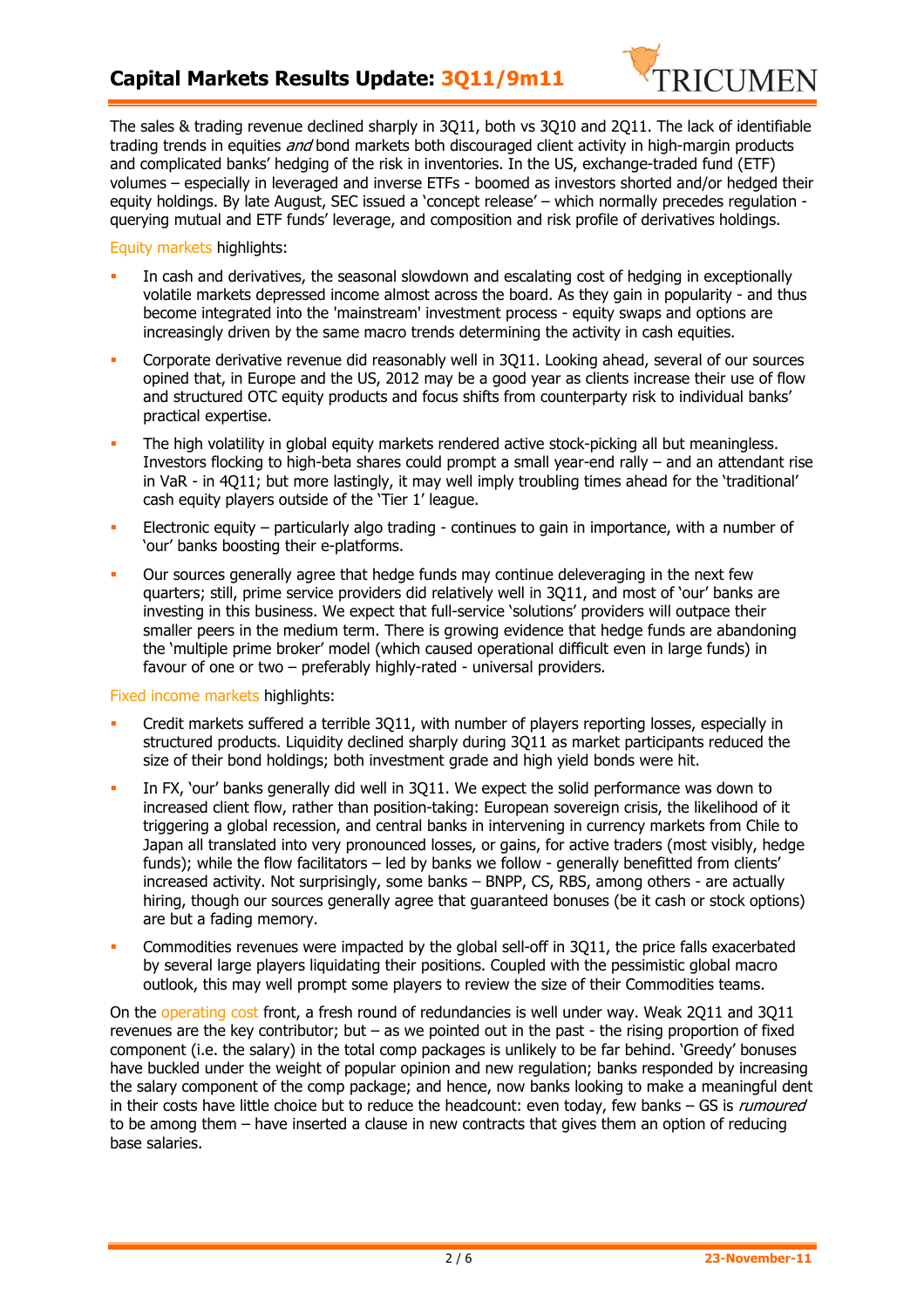The sales & trading revenue declined sharply in 3Q11, both vs 3Q10 and 2Q11. The lack of identifiable trading trends in equities *and* bond markets both discouraged client activity in high-margin products and complicated banks' hedging of the risk in inventories. In the US, exchange-traded fund (ETF) volumes – especially in leveraged and inverse ETFs - boomed as investors shorted and/or hedged their equity holdings. By late August, SEC issued a 'concept release' – which normally precedes regulation - querying mutual and ETF funds' leverage, and composition and risk profile of derivatives holdings.

Equity markets highlights:

- In cash and derivatives, the seasonal slowdown and escalating cost of hedging in exceptionally volatile markets depressed income almost across the board. As they gain in popularity - and thus become integrated into the 'mainstream' investment process - equity swaps and options are increasingly driven by the same macro trends determining the activity in cash equities.
- Corporate derivative revenue did reasonably well in 3Q11. Looking ahead, several of our sources opined that, in Europe and the US, 2012 may be a good year as clients increase their use of flow and structured OTC equity products and focus shifts from counterparty risk to individual banks' practical expertise.
- The high volatility in global equity markets rendered active stock-picking all but meaningless. Investors flocking to high-beta shares could prompt a small year-end rally – and an attendant rise in VaR - in 4Q11; but more lastingly, it may well imply troubling times ahead for the 'traditional' cash equity players outside of the 'Tier 1' league.
- Electronic equity – particularly algo trading - continues to gain in importance, with a number of 'our' banks boosting their e-platforms.
- Our sources generally agree that hedge funds may continue deleveraging in the next few quarters; still, prime service providers did relatively well in 3Q11, and most of 'our' banks are investing in this business. We expect that full-service 'solutions' providers will outpace their smaller peers in the medium term. There is growing evidence that hedge funds are abandoning the 'multiple prime broker' model (which caused operational difficult even in large funds) in favour of one or two – preferably highly-rated - universal providers.

Fixed income markets highlights:

- Credit markets suffered a terrible 3Q11, with number of players reporting losses, especially in structured products. Liquidity declined sharply during 3Q11 as market participants reduced the size of their bond holdings; both investment grade and high yield bonds were hit.
- In FX, 'our' banks generally did well in 3Q11. We expect the solid performance was down to increased client flow, rather than position-taking: European sovereign crisis, the likelihood of it triggering a global recession, and central banks in intervening in currency markets from Chile to Japan all translated into very pronounced losses, or gains, for active traders (most visibly, hedge funds); while the flow facilitators – led by banks we follow - generally benefitted from clients' increased activity. Not surprisingly, some banks – BNPP, CS, RBS, among others - are actually hiring, though our sources generally agree that guaranteed bonuses (be it cash or stock options) are but a fading memory.
- Commodities revenues were impacted by the global sell-off in 3Q11, the price falls exacerbated by several large players liquidating their positions. Coupled with the pessimistic global macro outlook, this may well prompt some players to review the size of their Commodities teams.

On the operating cost front, a fresh round of redundancies is well under way. Weak 2Q11 and 3Q11 revenues are the key contributor; but – as we pointed out in the past - the rising proportion of fixed component (i.e. the salary) in the total comp packages is unlikely to be far behind. 'Greedy' bonuses have buckled under the weight of popular opinion and new regulation; banks responded by increasing the salary component of the comp package; and hence, now banks looking to make a meaningful dent in their costs have little choice but to reduce the headcount: even today, few banks – GS is *rumoured* to be among them – have inserted a clause in new contracts that gives them an option of reducing base salaries.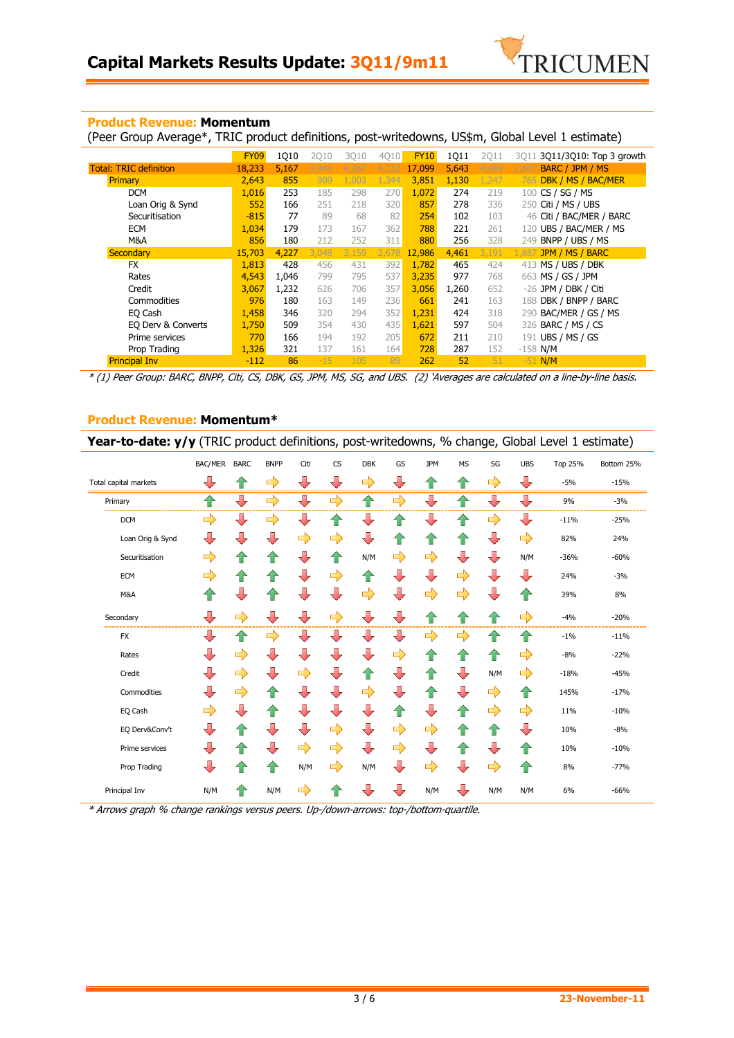## Product Revenue: **Momentum**

(Peer Group Average*, TRIC product definitions, post-writedowns, US$m, Global Level 1 estimate)

| | FY09 | 1Q10 | 2Q10 | 3Q10 | 4Q10 | FY10 | 1Q11 | 2Q11 | 3Q11 | 3Q11/3Q10: Top 3 growth |
|---|---|---|---|---|---|---|---|---|---|---|
| Total: TRIC definition | 18,233 | 5,167 | 3,943 | 4,267 | 4,112 | 17,099 | 5,643 | 4,489 | 2,603 | BARC / JPM / MS |
| Primary | 2,643 | 855 | 909 | 1,003 | 1,344 | 3,851 | 1,130 | 1,247 | 765 | DBK / MS / BAC/MER |
| DCM | 1,016 | 253 | 185 | 298 | 270 | 1,072 | 274 | 219 | 100 | CS / SG / MS |
| Loan Orig & Synd | 552 | 166 | 251 | 218 | 320 | 857 | 278 | 336 | 250 | Citi / MS / UBS |
| Securitisation | -815 | 77 | 89 | 68 | 82 | 254 | 102 | 103 | 46 | Citi / BAC/MER / BARC |
| ECM | 1,034 | 179 | 173 | 167 | 362 | 788 | 221 | 261 | 120 | UBS / BAC/MER / MS |
| M&A | 856 | 180 | 212 | 252 | 311 | 880 | 256 | 328 | 249 | BNPP / UBS / MS |
| Secondary | 15,703 | 4,227 | 3,048 | 3,159 | 2,678 | 12,986 | 4,461 | 3,191 | 1,887 | JPM / MS / BARC |
| FX | 1,813 | 428 | 456 | 431 | 392 | 1,782 | 465 | 424 | 413 | MS / UBS / DBK |
| Rates | 4,543 | 1,046 | 799 | 795 | 537 | 3,235 | 977 | 768 | 663 | MS / GS / JPM |
| Credit | 3,067 | 1,232 | 626 | 706 | 357 | 3,056 | 1,260 | 652 | -26 | JPM / DBK / Citi |
| Commodities | 976 | 180 | 163 | 149 | 236 | 661 | 241 | 163 | 188 | DBK / BNPP / BARC |
| EQ Cash | 1,458 | 346 | 320 | 294 | 352 | 1,231 | 424 | 318 | 290 | BAC/MER / GS / MS |
| EQ Derv & Converts | 1,750 | 509 | 354 | 430 | 435 | 1,621 | 597 | 504 | 326 | BARC / MS / CS |
| Prime services | 770 | 166 | 194 | 192 | 205 | 672 | 211 | 210 | 191 | UBS / MS / GS |
| Prop Trading | 1,326 | 321 | 137 | 161 | 164 | 728 | 287 | 152 | -158 | N/M |
| Principal Inv | -112 | 86 | -15 | 105 | 89 | 262 | 52 | 51 | -51 | N/M |

*\* (1) Peer Group: BARC, BNPP, Citi, CS, DBK, GS, JPM, MS, SG, and UBS. (2) 'Averages are calculated on a line-by-line basis.*

## Product Revenue: **Momentum***

**Year-to-date: y/y** (TRIC product definitions, post-writedowns, % change, Global Level 1 estimate)

| | BAC/MER | BARC | BNPP | Citi | CS | DBK | GS | JPM | MS | SG | UBS | Top 25% | Bottom 25% |
|---|---|---|---|---|---|---|---|---|---|---|---|---|---|
| Total capital markets | ↓ | ↑ | → | ↓ | ↓ | → | ↓ | ↑ | ↑ | → | ↓ | -5% | -15% |
| Primary | ↑ | ↓ | → | ↓ | → | ↑ | → | ↓ | ↑ | ↓ | ↓ | 9% | -3% |
| DCM | → | ↓ | → | ↓ | ↑ | ↓ | ↑ | ↓ | ↑ | → | ↓ | -11% | -25% |
| Loan Orig & Synd | ↓ | ↓ | ↓ | → | → | ↓ | ↑ | ↑ | ↑ | ↓ | → | 82% | 24% |
| Securitisation | → | ↑ | ↑ | ↓ | ↑ | N/M | → | → | ↓ | ↓ | N/M | -36% | -60% |
| ECM | → | ↑ | ↑ | ↓ | → | ↑ | ↓ | ↓ | → | ↓ | ↓ | 24% | -3% |
| M&A | ↑ | ↓ | ↑ | ↓ | ↓ | → | ↓ | → | → | ↓ | ↑ | 39% | 8% |
| Secondary | ↓ | → | ↓ | ↓ | → | ↓ | ↓ | ↑ | ↑ | ↑ | → | -4% | -20% |
| FX | ↓ | ↑ | → | ↓ | ↓ | ↓ | ↓ | → | → | ↑ | ↑ | -1% | -11% |
| Rates | ↓ | → | ↓ | ↓ | ↓ | ↓ | → | ↑ | ↑ | ↑ | → | -8% | -22% |
| Credit | ↓ | → | ↓ | → | ↓ | ↑ | ↓ | ↑ | ↓ | N/M | → | -18% | -45% |
| Commodities | ↓ | → | ↑ | ↓ | ↓ | → | ↓ | ↑ | ↓ | → | ↑ | 145% | -17% |
| EQ Cash | → | ↓ | ↑ | ↓ | ↓ | ↓ | ↑ | ↓ | ↑ | → | → | 11% | -10% |
| EQ Derv&Conv't | ↓ | ↑ | ↓ | ↓ | → | ↓ | → | → | ↑ | ↑ | ↓ | 10% | -8% |
| Prime services | ↓ | ↑ | ↓ | → | → | ↓ | → | ↓ | ↑ | ↓ | ↑ | 10% | -10% |
| Prop Trading | ↓ | ↑ | ↑ | N/M | → | N/M | ↓ | → | ↓ | → | ↑ | 8% | -77% |
| Principal Inv | N/M | ↑ | N/M | → | ↑ | ↓ | ↓ | N/M | ↓ | N/M | N/M | 6% | -66% |

*\* Arrows graph % change rankings versus peers. Up-/down-arrows: top-/bottom-quartile.*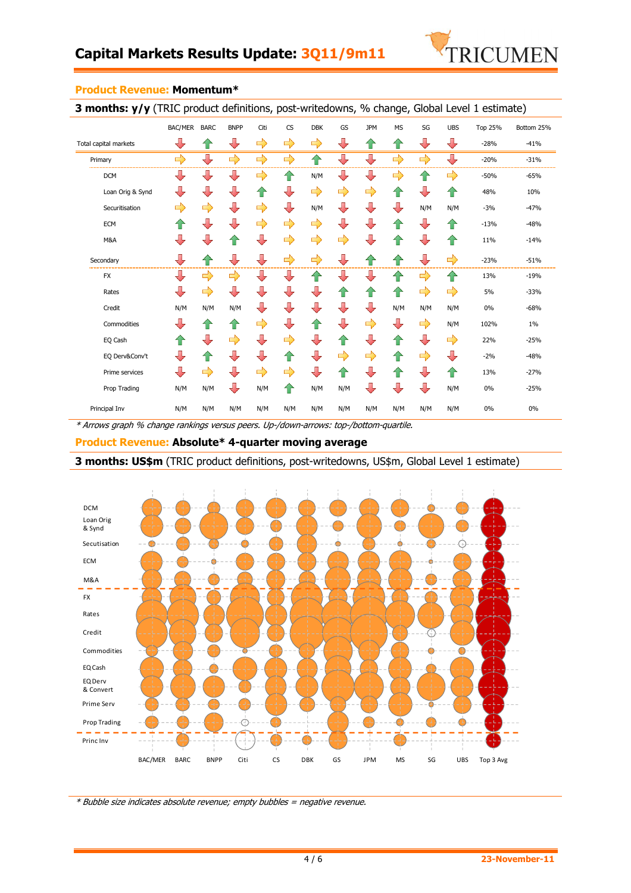## Product Revenue: **Momentum***

**3 months: y/y** (TRIC product definitions, post-writedowns, % change, Global Level 1 estimate)

| | BAC/MER | BARC | BNPP | Citi | CS | DBK | GS | JPM | MS | SG | UBS | Top 25% | Bottom 25% |
|---|---|---|---|---|---|---|---|---|---|---|---|---|---|
| Total capital markets | ↓ | ↑ | ↓ | ⇨ | ⇨ | ⇨ | ↓ | ↑ | ↑ | ↓ | ↓ | -28% | -41% |
| Primary | ⇨ | ↓ | ⇨ | ⇨ | ⇨ | ↑ | ↓ | ↓ | ⇨ | ⇨ | ↓ | -20% | -31% |
| DCM | ↓ | ↓ | ↓ | ⇨ | ↑ | N/M | ↓ | ↓ | ⇨ | ↑ | ⇨ | -50% | -65% |
| Loan Orig & Synd | ↓ | ↓ | ↓ | ↑ | ↓ | ⇨ | ⇨ | ⇨ | ↑ | ↓ | ↑ | 48% | 10% |
| Securitisation | ⇨ | ⇨ | ↓ | ⇨ | ↓ | N/M | ↓ | ↓ | ↓ | N/M | N/M | -3% | -47% |
| ECM | ↑ | ↓ | ↓ | ⇨ | ⇨ | ⇨ | ↓ | ↓ | ↑ | ↓ | ↑ | -13% | -48% |
| M&A | ↓ | ↓ | ↑ | ↓ | ⇨ | ⇨ | ⇨ | ↓ | ↑ | ↓ | ↑ | 11% | -14% |
| Secondary | ↓ | ↑ | ↓ | ↓ | ⇨ | ⇨ | ↓ | ↑ | ↑ | ↓ | ⇨ | -23% | -51% |
| FX | ↓ | ⇨ | ⇨ | ↓ | ↓ | ↑ | ↓ | ↓ | ↑ | ⇨ | ↑ | 13% | -19% |
| Rates | ↓ | ⇨ | ↓ | ↓ | ↓ | ↓ | ↑ | ↑ | ↑ | ⇨ | ⇨ | 5% | -33% |
| Credit | N/M | N/M | N/M | ↓ | ↓ | ↓ | ↓ | ↓ | N/M | N/M | N/M | 0% | -68% |
| Commodities | ↓ | ↑ | ↑ | ⇨ | ↓ | ↑ | ↓ | ⇨ | ↓ | ⇨ | N/M | 102% | 1% |
| EQ Cash | ↑ | ↓ | ⇨ | ↓ | ⇨ | ↓ | ↑ | ↓ | ↑ | ↓ | ⇨ | 22% | -25% |
| EQ Derv&Conv't | ↓ | ↑ | ↓ | ↓ | ↑ | ↓ | ⇨ | ⇨ | ↑ | ⇨ | ↓ | -2% | -48% |
| Prime services | ↓ | ⇨ | ↓ | ⇨ | ⇨ | ↓ | ↑ | ↓ | ↑ | ↓ | ↑ | 13% | -27% |
| Prop Trading | N/M | N/M | ↓ | N/M | ↑ | N/M | N/M | ↓ | ↓ | ↓ | N/M | 0% | -25% |
| Principal Inv | N/M | N/M | N/M | N/M | N/M | N/M | N/M | N/M | N/M | N/M | N/M | 0% | 0% |

*\* Arrows graph % change rankings versus peers. Up-/down-arrows: top-/bottom-quartile.*

## Product Revenue: **Absolute* 4-quarter moving average**

**3 months: US$m** (TRIC product definitions, post-writedowns, US$m, Global Level 1 estimate)

Rows: DCM, Loan Orig & Synd, Secutisation, ECM, M&A, FX, Rates, Credit, Commodities, EQ Cash, EQ Derv & Convert, Prime Serv, Prop Trading, Princ Inv

Columns: BAC/MER, BARC, BNPP, Citi, CS, DBK, GS, JPM, MS, SG, UBS, Top 3 Avg

*\* Bubble size indicates absolute revenue; empty bubbles = negative revenue.*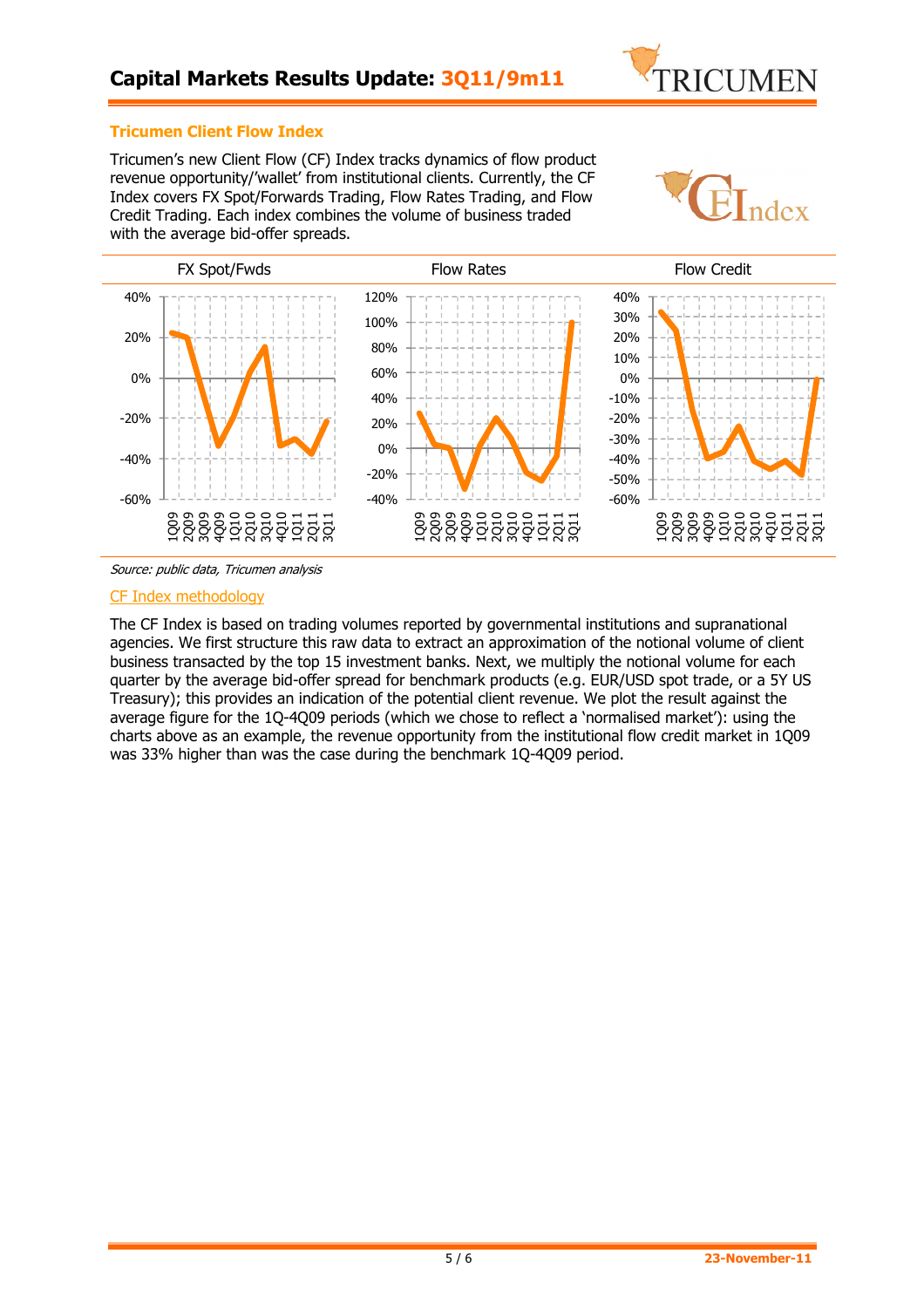## Tricumen Client Flow Index

Tricumen's new Client Flow (CF) Index tracks dynamics of flow product revenue opportunity/'wallet' from institutional clients. Currently, the CF Index covers FX Spot/Forwards Trading, Flow Rates Trading, and Flow Credit Trading. Each index combines the volume of business traded with the average bid-offer spreads.

FX Spot/Fwds | Flow Rates | Flow Credit

*Source: public data, Tricumen analysis*

### CF Index methodology

The CF Index is based on trading volumes reported by governmental institutions and supranational agencies. We first structure this raw data to extract an approximation of the notional volume of client business transacted by the top 15 investment banks. Next, we multiply the notional volume for each quarter by the average bid-offer spread for benchmark products (e.g. EUR/USD spot trade, or a 5Y US Treasury); this provides an indication of the potential client revenue. We plot the result against the average figure for the 1Q-4Q09 periods (which we chose to reflect a 'normalised market'): using the charts above as an example, the revenue opportunity from the institutional flow credit market in 1Q09 was 33% higher than was the case during the benchmark 1Q-4Q09 period.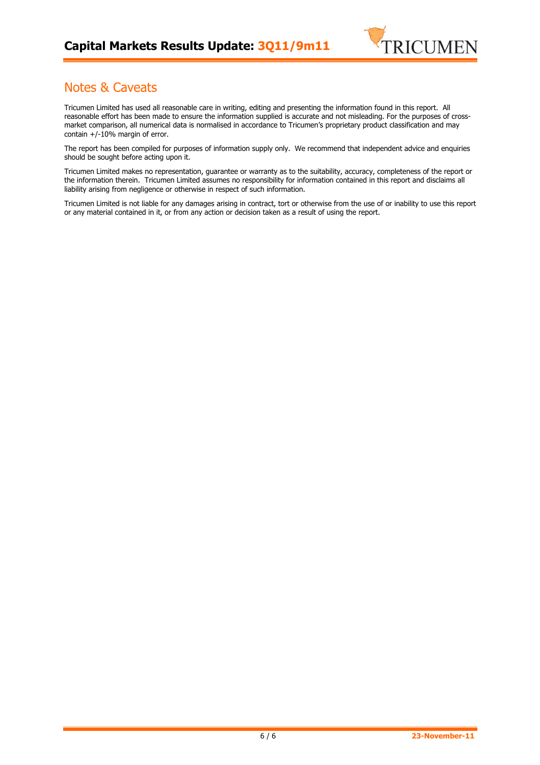## Notes & Caveats

Tricumen Limited has used all reasonable care in writing, editing and presenting the information found in this report. All reasonable effort has been made to ensure the information supplied is accurate and not misleading. For the purposes of cross-market comparison, all numerical data is normalised in accordance to Tricumen's proprietary product classification and may contain +/-10% margin of error.

The report has been compiled for purposes of information supply only. We recommend that independent advice and enquiries should be sought before acting upon it.

Tricumen Limited makes no representation, guarantee or warranty as to the suitability, accuracy, completeness of the report or the information therein. Tricumen Limited assumes no responsibility for information contained in this report and disclaims all liability arising from negligence or otherwise in respect of such information.

Tricumen Limited is not liable for any damages arising in contract, tort or otherwise from the use of or inability to use this report or any material contained in it, or from any action or decision taken as a result of using the report.